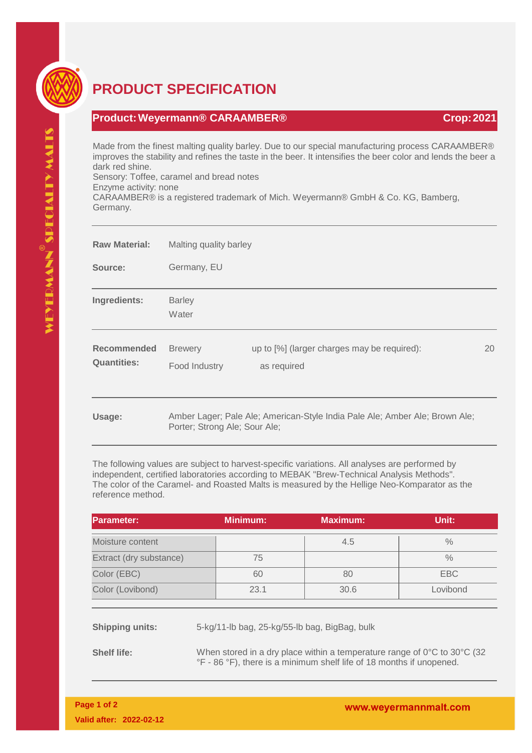# PRODUCT SPECIFICATION

## Product: Weyermann® CARAAMBER® Crop: 2021

Made from the finest malting quality barley. Due to our special manufacturing process CARAAMBER® improves the stability and refines the taste in the beer. It intensifies the beer color and lends the beer a dark red shine.
Sensory: Toffee, caramel and bread notes
Enzyme activity: none
CARAAMBER® is a registered trademark of Mich. Weyermann® GmbH & Co. KG, Bamberg, Germany.

**Raw Material:** Malting quality barley

**Source:** Germany, EU

**Ingredients:** Barley
Water

**Recommended Quantities:**

| | | |
|---|---|---|
| Brewery | up to [%] (larger charges may be required): | 20 |
| Food Industry | as required | |

**Usage:** Amber Lager; Pale Ale; American-Style India Pale Ale; Amber Ale; Brown Ale; Porter; Strong Ale; Sour Ale;

The following values are subject to harvest-specific variations. All analyses are performed by independent, certified laboratories according to MEBAK "Brew-Technical Analysis Methods". The color of the Caramel- and Roasted Malts is measured by the Hellige Neo-Komparator as the reference method.

| Parameter: | Minimum: | Maximum: | Unit: |
|---|---|---|---|
| Moisture content | | 4.5 | % |
| Extract (dry substance) | 75 | | % |
| Color (EBC) | 60 | 80 | EBC |
| Color (Lovibond) | 23.1 | 30.6 | Lovibond |

**Shipping units:** 5-kg/11-lb bag, 25-kg/55-lb bag, BigBag, bulk

**Shelf life:** When stored in a dry place within a temperature range of 0°C to 30°C (32 °F - 86 °F), there is a minimum shelf life of 18 months if unopened.

Valid after: 2022-02-12

www.weyermannmalt.com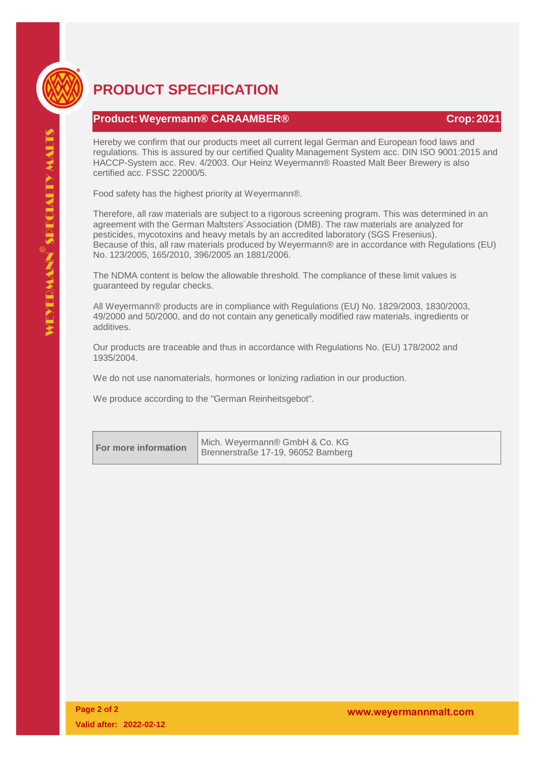# PRODUCT SPECIFICATION

**Product: Weyermann® CARAAMBER®** **Crop: 2021**

Hereby we confirm that our products meet all current legal German and European food laws and regulations. This is assured by our certified Quality Management System acc. DIN ISO 9001:2015 and HACCP-System acc. Rev. 4/2003. Our Heinz Weyermann® Roasted Malt Beer Brewery is also certified acc. FSSC 22000/5.

Food safety has the highest priority at Weyermann®.

Therefore, all raw materials are subject to a rigorous screening program. This was determined in an agreement with the German Maltsters´Association (DMB). The raw materials are analyzed for pesticides, mycotoxins and heavy metals by an accredited laboratory (SGS Fresenius). Because of this, all raw materials produced by Weyermann® are in accordance with Regulations (EU) No. 123/2005, 165/2010, 396/2005 an 1881/2006.

The NDMA content is below the allowable threshold. The compliance of these limit values is guaranteed by regular checks.

All Weyermann® products are in compliance with Regulations (EU) No. 1829/2003, 1830/2003, 49/2000 and 50/2000, and do not contain any genetically modified raw materials, ingredients or additives.

Our products are traceable and thus in accordance with Regulations No. (EU) 178/2002 and 1935/2004.

We do not use nanomaterials, hormones or Ionizing radiation in our production.

We produce according to the "German Reinheitsgebot".

| | |
|---|---|
| **For more information** | Mich. Weyermann® GmbH & Co. KG<br>Brennerstraße 17-19, 96052 Bamberg |

**Valid after: 2022-02-12**

**www.weyermannmalt.com**